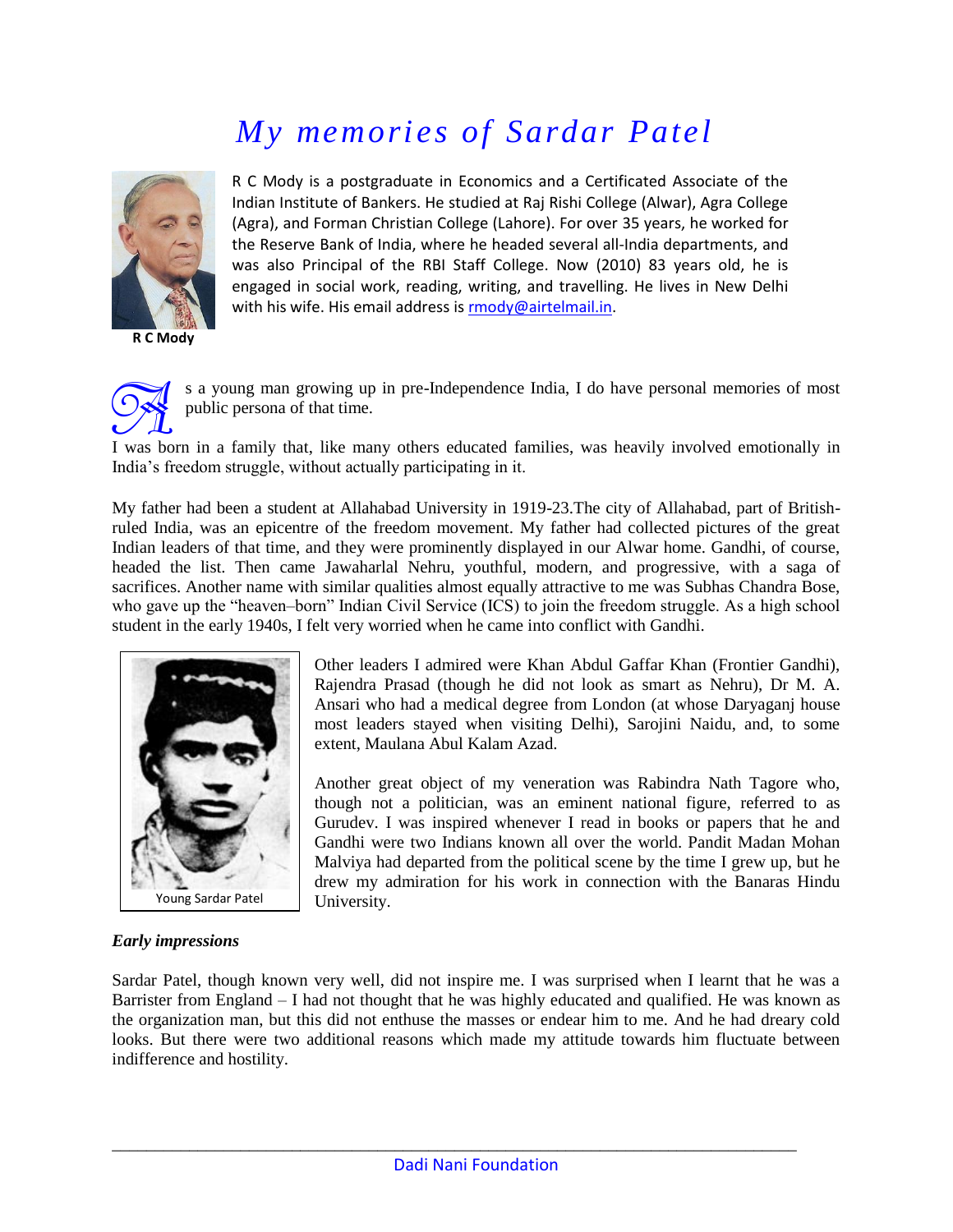# *My memories of Sardar Patel*

R C Mody

R C Mody is a postgraduate in Economics and a Certificated Associate of the Indian Institute of Bankers. He studied at Raj Rishi College (Alwar), Agra College (Agra), and Forman Christian College (Lahore). For over 35 years, he worked for the Reserve Bank of India, where he headed several all-India departments, and was also Principal of the RBI Staff College. Now (2010) 83 years old, he is engaged in social work, reading, writing, and travelling. He lives in New Delhi with his wife. His email address is rmody@airtelmail.in.

As a young man growing up in pre-Independence India, I do have personal memories of most public persona of that time.

I was born in a family that, like many others educated families, was heavily involved emotionally in India's freedom struggle, without actually participating in it.

My father had been a student at Allahabad University in 1919-23.The city of Allahabad, part of British-ruled India, was an epicentre of the freedom movement. My father had collected pictures of the great Indian leaders of that time, and they were prominently displayed in our Alwar home. Gandhi, of course, headed the list. Then came Jawaharlal Nehru, youthful, modern, and progressive, with a saga of sacrifices. Another name with similar qualities almost equally attractive to me was Subhas Chandra Bose, who gave up the "heaven–born" Indian Civil Service (ICS) to join the freedom struggle. As a high school student in the early 1940s, I felt very worried when he came into conflict with Gandhi.

Young Sardar Patel

Other leaders I admired were Khan Abdul Gaffar Khan (Frontier Gandhi), Rajendra Prasad (though he did not look as smart as Nehru), Dr M. A. Ansari who had a medical degree from London (at whose Daryaganj house most leaders stayed when visiting Delhi), Sarojini Naidu, and, to some extent, Maulana Abul Kalam Azad.

Another great object of my veneration was Rabindra Nath Tagore who, though not a politician, was an eminent national figure, referred to as Gurudev. I was inspired whenever I read in books or papers that he and Gandhi were two Indians known all over the world. Pandit Madan Mohan Malviya had departed from the political scene by the time I grew up, but he drew my admiration for his work in connection with the Banaras Hindu University.

***Early impressions***

Sardar Patel, though known very well, did not inspire me. I was surprised when I learnt that he was a Barrister from England – I had not thought that he was highly educated and qualified. He was known as the organization man, but this did not enthuse the masses or endear him to me. And he had dreary cold looks. But there were two additional reasons which made my attitude towards him fluctuate between indifference and hostility.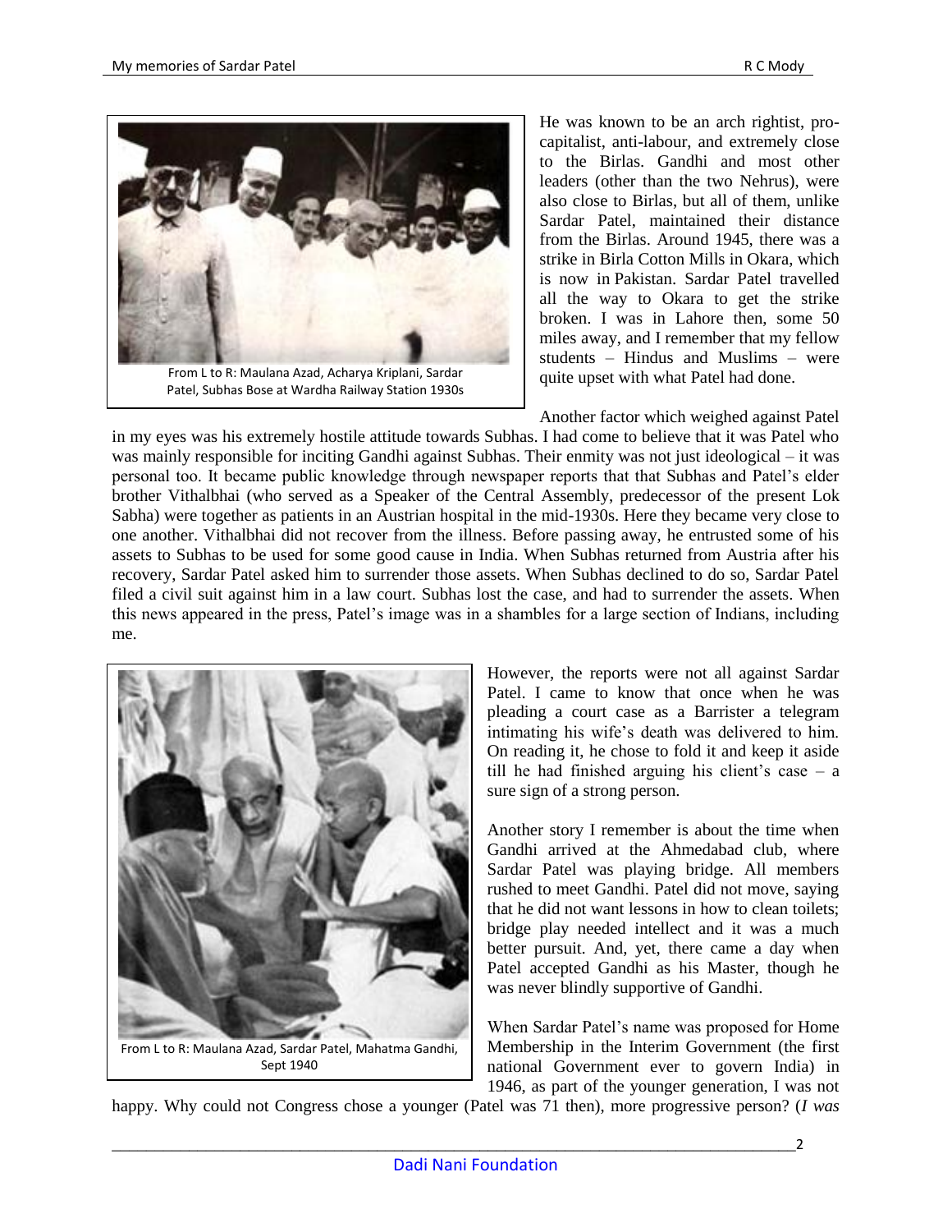From L to R: Maulana Azad, Acharya Kriplani, Sardar Patel, Subhas Bose at Wardha Railway Station 1930s

He was known to be an arch rightist, pro-capitalist, anti-labour, and extremely close to the Birlas. Gandhi and most other leaders (other than the two Nehrus), were also close to Birlas, but all of them, unlike Sardar Patel, maintained their distance from the Birlas. Around 1945, there was a strike in Birla Cotton Mills in Okara, which is now in Pakistan. Sardar Patel travelled all the way to Okara to get the strike broken. I was in Lahore then, some 50 miles away, and I remember that my fellow students – Hindus and Muslims – were quite upset with what Patel had done.

Another factor which weighed against Patel in my eyes was his extremely hostile attitude towards Subhas. I had come to believe that it was Patel who was mainly responsible for inciting Gandhi against Subhas. Their enmity was not just ideological – it was personal too. It became public knowledge through newspaper reports that that Subhas and Patel's elder brother Vithalbhai (who served as a Speaker of the Central Assembly, predecessor of the present Lok Sabha) were together as patients in an Austrian hospital in the mid-1930s. Here they became very close to one another. Vithalbhai did not recover from the illness. Before passing away, he entrusted some of his assets to Subhas to be used for some good cause in India. When Subhas returned from Austria after his recovery, Sardar Patel asked him to surrender those assets. When Subhas declined to do so, Sardar Patel filed a civil suit against him in a law court. Subhas lost the case, and had to surrender the assets. When this news appeared in the press, Patel's image was in a shambles for a large section of Indians, including me.

From L to R: Maulana Azad, Sardar Patel, Mahatma Gandhi, Sept 1940

However, the reports were not all against Sardar Patel. I came to know that once when he was pleading a court case as a Barrister a telegram intimating his wife's death was delivered to him. On reading it, he chose to fold it and keep it aside till he had finished arguing his client's case – a sure sign of a strong person.

Another story I remember is about the time when Gandhi arrived at the Ahmedabad club, where Sardar Patel was playing bridge. All members rushed to meet Gandhi. Patel did not move, saying that he did not want lessons in how to clean toilets; bridge play needed intellect and it was a much better pursuit. And, yet, there came a day when Patel accepted Gandhi as his Master, though he was never blindly supportive of Gandhi.

When Sardar Patel's name was proposed for Home Membership in the Interim Government (the first national Government ever to govern India) in 1946, as part of the younger generation, I was not happy. Why could not Congress chose a younger (Patel was 71 then), more progressive person? (*I was*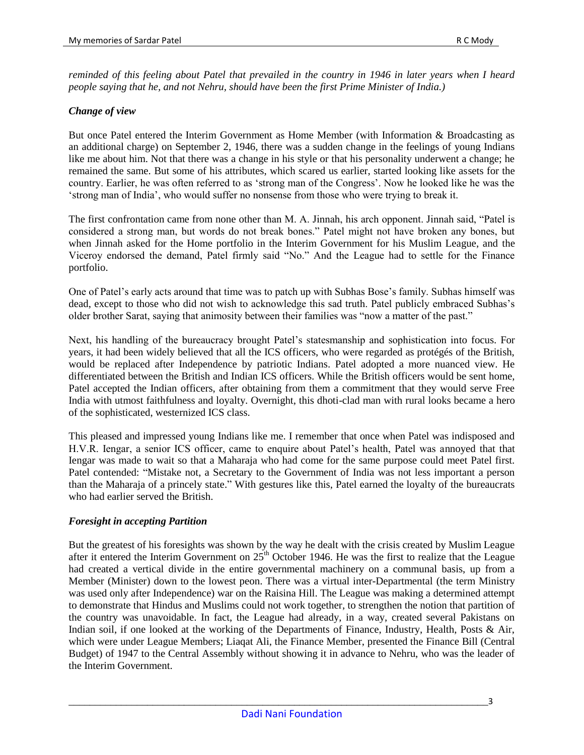*reminded of this feeling about Patel that prevailed in the country in 1946 in later years when I heard people saying that he, and not Nehru, should have been the first Prime Minister of India.)*

### *Change of view*

But once Patel entered the Interim Government as Home Member (with Information & Broadcasting as an additional charge) on September 2, 1946, there was a sudden change in the feelings of young Indians like me about him. Not that there was a change in his style or that his personality underwent a change; he remained the same. But some of his attributes, which scared us earlier, started looking like assets for the country. Earlier, he was often referred to as 'strong man of the Congress'. Now he looked like he was the 'strong man of India', who would suffer no nonsense from those who were trying to break it.

The first confrontation came from none other than M. A. Jinnah, his arch opponent. Jinnah said, "Patel is considered a strong man, but words do not break bones." Patel might not have broken any bones, but when Jinnah asked for the Home portfolio in the Interim Government for his Muslim League, and the Viceroy endorsed the demand, Patel firmly said "No." And the League had to settle for the Finance portfolio.

One of Patel's early acts around that time was to patch up with Subhas Bose's family. Subhas himself was dead, except to those who did not wish to acknowledge this sad truth. Patel publicly embraced Subhas's older brother Sarat, saying that animosity between their families was "now a matter of the past."

Next, his handling of the bureaucracy brought Patel's statesmanship and sophistication into focus. For years, it had been widely believed that all the ICS officers, who were regarded as protégés of the British, would be replaced after Independence by patriotic Indians. Patel adopted a more nuanced view. He differentiated between the British and Indian ICS officers. While the British officers would be sent home, Patel accepted the Indian officers, after obtaining from them a commitment that they would serve Free India with utmost faithfulness and loyalty. Overnight, this dhoti-clad man with rural looks became a hero of the sophisticated, westernized ICS class.

This pleased and impressed young Indians like me. I remember that once when Patel was indisposed and H.V.R. Iengar, a senior ICS officer, came to enquire about Patel's health, Patel was annoyed that that Iengar was made to wait so that a Maharaja who had come for the same purpose could meet Patel first. Patel contended: "Mistake not, a Secretary to the Government of India was not less important a person than the Maharaja of a princely state." With gestures like this, Patel earned the loyalty of the bureaucrats who had earlier served the British.

### *Foresight in accepting Partition*

But the greatest of his foresights was shown by the way he dealt with the crisis created by Muslim League after it entered the Interim Government on 25th October 1946. He was the first to realize that the League had created a vertical divide in the entire governmental machinery on a communal basis, up from a Member (Minister) down to the lowest peon. There was a virtual inter-Departmental (the term Ministry was used only after Independence) war on the Raisina Hill. The League was making a determined attempt to demonstrate that Hindus and Muslims could not work together, to strengthen the notion that partition of the country was unavoidable. In fact, the League had already, in a way, created several Pakistans on Indian soil, if one looked at the working of the Departments of Finance, Industry, Health, Posts & Air, which were under League Members; Liaqat Ali, the Finance Member, presented the Finance Bill (Central Budget) of 1947 to the Central Assembly without showing it in advance to Nehru, who was the leader of the Interim Government.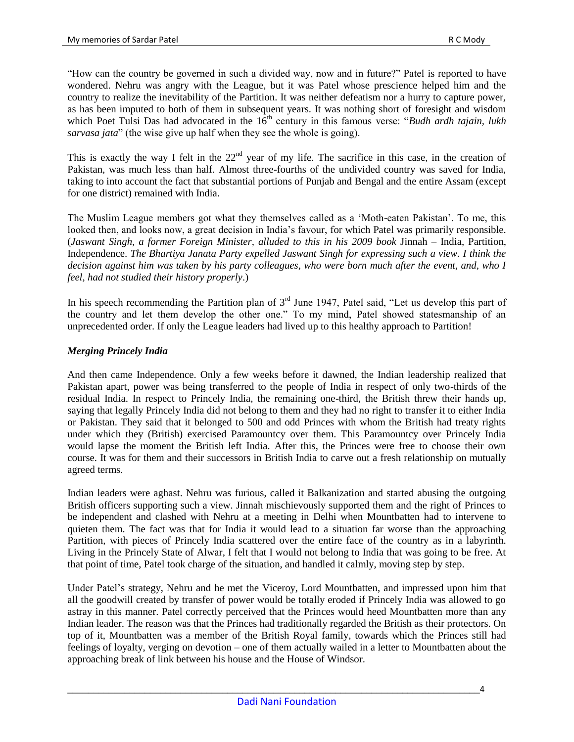"How can the country be governed in such a divided way, now and in future?" Patel is reported to have wondered. Nehru was angry with the League, but it was Patel whose prescience helped him and the country to realize the inevitability of the Partition. It was neither defeatism nor a hurry to capture power, as has been imputed to both of them in subsequent years. It was nothing short of foresight and wisdom which Poet Tulsi Das had advocated in the 16th century in this famous verse: "*Budh ardh tajain, lukh sarvasa jata*" (the wise give up half when they see the whole is going).

This is exactly the way I felt in the 22nd year of my life. The sacrifice in this case, in the creation of Pakistan, was much less than half. Almost three-fourths of the undivided country was saved for India, taking to into account the fact that substantial portions of Punjab and Bengal and the entire Assam (except for one district) remained with India.

The Muslim League members got what they themselves called as a 'Moth-eaten Pakistan'. To me, this looked then, and looks now, a great decision in India's favour, for which Patel was primarily responsible. (*Jaswant Singh, a former Foreign Minister, alluded to this in his 2009 book* Jinnah – India, Partition, Independence. *The Bhartiya Janata Party expelled Jaswant Singh for expressing such a view. I think the decision against him was taken by his party colleagues, who were born much after the event, and, who I feel, had not studied their history properly*.)

In his speech recommending the Partition plan of 3rd June 1947, Patel said, "Let us develop this part of the country and let them develop the other one." To my mind, Patel showed statesmanship of an unprecedented order. If only the League leaders had lived up to this healthy approach to Partition!

### *Merging Princely India*

And then came Independence. Only a few weeks before it dawned, the Indian leadership realized that Pakistan apart, power was being transferred to the people of India in respect of only two-thirds of the residual India. In respect to Princely India, the remaining one-third, the British threw their hands up, saying that legally Princely India did not belong to them and they had no right to transfer it to either India or Pakistan. They said that it belonged to 500 and odd Princes with whom the British had treaty rights under which they (British) exercised Paramountcy over them. This Paramountcy over Princely India would lapse the moment the British left India. After this, the Princes were free to choose their own course. It was for them and their successors in British India to carve out a fresh relationship on mutually agreed terms.

Indian leaders were aghast. Nehru was furious, called it Balkanization and started abusing the outgoing British officers supporting such a view. Jinnah mischievously supported them and the right of Princes to be independent and clashed with Nehru at a meeting in Delhi when Mountbatten had to intervene to quieten them. The fact was that for India it would lead to a situation far worse than the approaching Partition, with pieces of Princely India scattered over the entire face of the country as in a labyrinth. Living in the Princely State of Alwar, I felt that I would not belong to India that was going to be free. At that point of time, Patel took charge of the situation, and handled it calmly, moving step by step.

Under Patel's strategy, Nehru and he met the Viceroy, Lord Mountbatten, and impressed upon him that all the goodwill created by transfer of power would be totally eroded if Princely India was allowed to go astray in this manner. Patel correctly perceived that the Princes would heed Mountbatten more than any Indian leader. The reason was that the Princes had traditionally regarded the British as their protectors. On top of it, Mountbatten was a member of the British Royal family, towards which the Princes still had feelings of loyalty, verging on devotion – one of them actually wailed in a letter to Mountbatten about the approaching break of link between his house and the House of Windsor.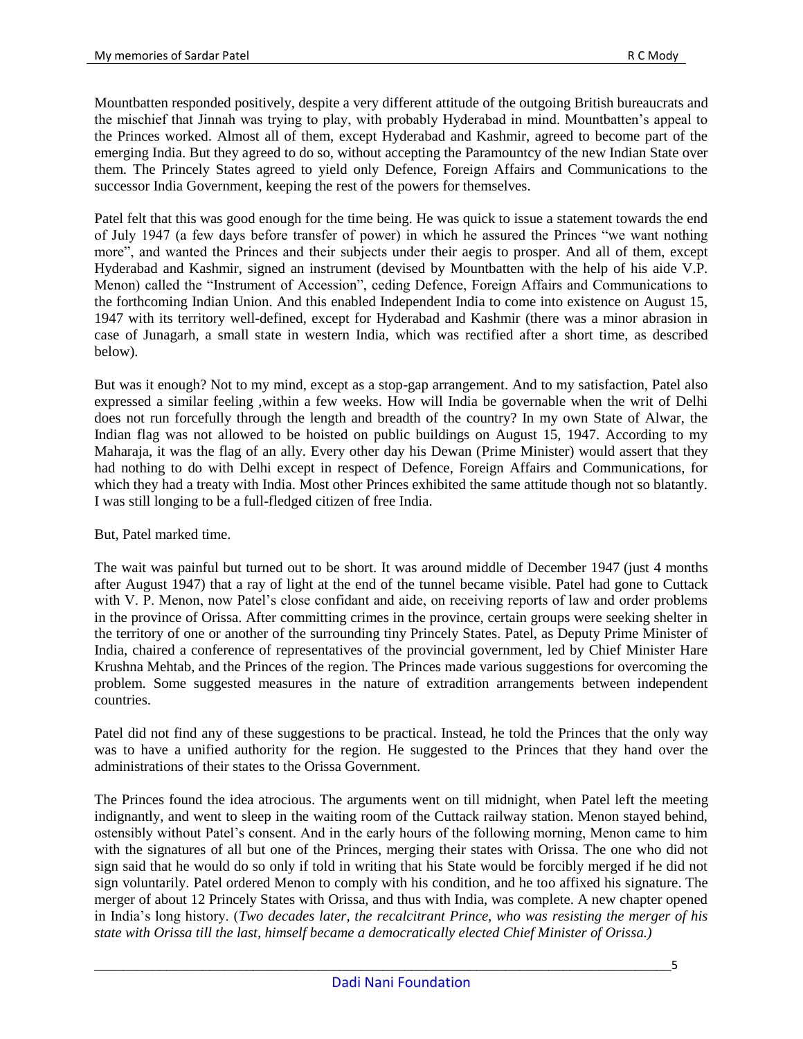Mountbatten responded positively, despite a very different attitude of the outgoing British bureaucrats and the mischief that Jinnah was trying to play, with probably Hyderabad in mind. Mountbatten's appeal to the Princes worked. Almost all of them, except Hyderabad and Kashmir, agreed to become part of the emerging India. But they agreed to do so, without accepting the Paramountcy of the new Indian State over them. The Princely States agreed to yield only Defence, Foreign Affairs and Communications to the successor India Government, keeping the rest of the powers for themselves.

Patel felt that this was good enough for the time being. He was quick to issue a statement towards the end of July 1947 (a few days before transfer of power) in which he assured the Princes "we want nothing more", and wanted the Princes and their subjects under their aegis to prosper. And all of them, except Hyderabad and Kashmir, signed an instrument (devised by Mountbatten with the help of his aide V.P. Menon) called the "Instrument of Accession", ceding Defence, Foreign Affairs and Communications to the forthcoming Indian Union. And this enabled Independent India to come into existence on August 15, 1947 with its territory well-defined, except for Hyderabad and Kashmir (there was a minor abrasion in case of Junagarh, a small state in western India, which was rectified after a short time, as described below).

But was it enough? Not to my mind, except as a stop-gap arrangement. And to my satisfaction, Patel also expressed a similar feeling ,within a few weeks. How will India be governable when the writ of Delhi does not run forcefully through the length and breadth of the country? In my own State of Alwar, the Indian flag was not allowed to be hoisted on public buildings on August 15, 1947. According to my Maharaja, it was the flag of an ally. Every other day his Dewan (Prime Minister) would assert that they had nothing to do with Delhi except in respect of Defence, Foreign Affairs and Communications, for which they had a treaty with India. Most other Princes exhibited the same attitude though not so blatantly. I was still longing to be a full-fledged citizen of free India.

But, Patel marked time.

The wait was painful but turned out to be short. It was around middle of December 1947 (just 4 months after August 1947) that a ray of light at the end of the tunnel became visible. Patel had gone to Cuttack with V. P. Menon, now Patel's close confidant and aide, on receiving reports of law and order problems in the province of Orissa. After committing crimes in the province, certain groups were seeking shelter in the territory of one or another of the surrounding tiny Princely States. Patel, as Deputy Prime Minister of India, chaired a conference of representatives of the provincial government, led by Chief Minister Hare Krushna Mehtab, and the Princes of the region. The Princes made various suggestions for overcoming the problem. Some suggested measures in the nature of extradition arrangements between independent countries.

Patel did not find any of these suggestions to be practical. Instead, he told the Princes that the only way was to have a unified authority for the region. He suggested to the Princes that they hand over the administrations of their states to the Orissa Government.

The Princes found the idea atrocious. The arguments went on till midnight, when Patel left the meeting indignantly, and went to sleep in the waiting room of the Cuttack railway station. Menon stayed behind, ostensibly without Patel's consent. And in the early hours of the following morning, Menon came to him with the signatures of all but one of the Princes, merging their states with Orissa. The one who did not sign said that he would do so only if told in writing that his State would be forcibly merged if he did not sign voluntarily. Patel ordered Menon to comply with his condition, and he too affixed his signature. The merger of about 12 Princely States with Orissa, and thus with India, was complete. A new chapter opened in India's long history. (*Two decades later, the recalcitrant Prince, who was resisting the merger of his state with Orissa till the last, himself became a democratically elected Chief Minister of Orissa.)*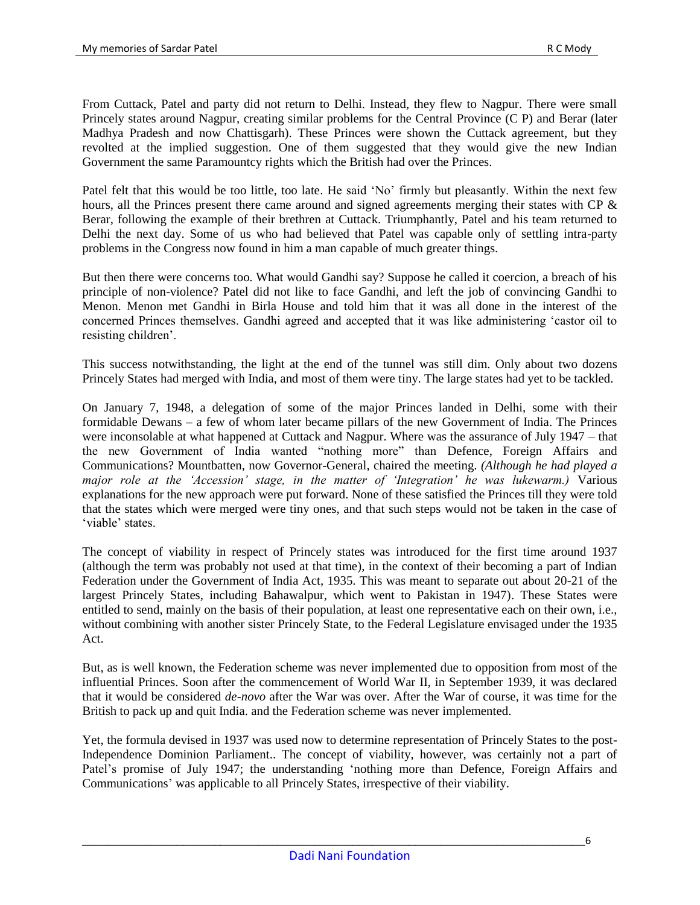From Cuttack, Patel and party did not return to Delhi. Instead, they flew to Nagpur. There were small Princely states around Nagpur, creating similar problems for the Central Province (C P) and Berar (later Madhya Pradesh and now Chattisgarh). These Princes were shown the Cuttack agreement, but they revolted at the implied suggestion. One of them suggested that they would give the new Indian Government the same Paramountcy rights which the British had over the Princes.

Patel felt that this would be too little, too late. He said 'No' firmly but pleasantly. Within the next few hours, all the Princes present there came around and signed agreements merging their states with CP & Berar, following the example of their brethren at Cuttack. Triumphantly, Patel and his team returned to Delhi the next day. Some of us who had believed that Patel was capable only of settling intra-party problems in the Congress now found in him a man capable of much greater things.

But then there were concerns too. What would Gandhi say? Suppose he called it coercion, a breach of his principle of non-violence? Patel did not like to face Gandhi, and left the job of convincing Gandhi to Menon. Menon met Gandhi in Birla House and told him that it was all done in the interest of the concerned Princes themselves. Gandhi agreed and accepted that it was like administering 'castor oil to resisting children'.

This success notwithstanding, the light at the end of the tunnel was still dim. Only about two dozens Princely States had merged with India, and most of them were tiny. The large states had yet to be tackled.

On January 7, 1948, a delegation of some of the major Princes landed in Delhi, some with their formidable Dewans – a few of whom later became pillars of the new Government of India. The Princes were inconsolable at what happened at Cuttack and Nagpur. Where was the assurance of July 1947 – that the new Government of India wanted "nothing more" than Defence, Foreign Affairs and Communications? Mountbatten, now Governor-General, chaired the meeting. *(Although he had played a major role at the 'Accession' stage, in the matter of 'Integration' he was lukewarm.)* Various explanations for the new approach were put forward. None of these satisfied the Princes till they were told that the states which were merged were tiny ones, and that such steps would not be taken in the case of 'viable' states.

The concept of viability in respect of Princely states was introduced for the first time around 1937 (although the term was probably not used at that time), in the context of their becoming a part of Indian Federation under the Government of India Act, 1935. This was meant to separate out about 20-21 of the largest Princely States, including Bahawalpur, which went to Pakistan in 1947). These States were entitled to send, mainly on the basis of their population, at least one representative each on their own, i.e., without combining with another sister Princely State, to the Federal Legislature envisaged under the 1935 Act.

But, as is well known, the Federation scheme was never implemented due to opposition from most of the influential Princes. Soon after the commencement of World War II, in September 1939, it was declared that it would be considered *de-novo* after the War was over. After the War of course, it was time for the British to pack up and quit India. and the Federation scheme was never implemented.

Yet, the formula devised in 1937 was used now to determine representation of Princely States to the post-Independence Dominion Parliament.. The concept of viability, however, was certainly not a part of Patel's promise of July 1947; the understanding 'nothing more than Defence, Foreign Affairs and Communications' was applicable to all Princely States, irrespective of their viability.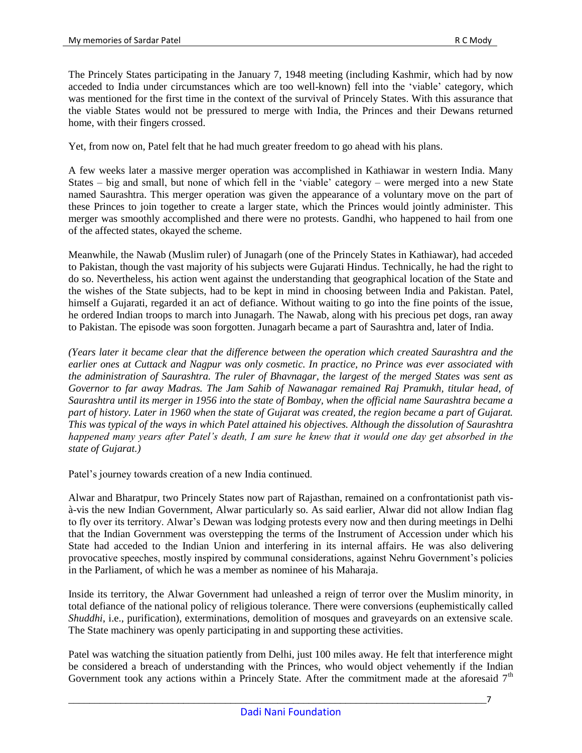The Princely States participating in the January 7, 1948 meeting (including Kashmir, which had by now acceded to India under circumstances which are too well-known) fell into the 'viable' category, which was mentioned for the first time in the context of the survival of Princely States. With this assurance that the viable States would not be pressured to merge with India, the Princes and their Dewans returned home, with their fingers crossed.

Yet, from now on, Patel felt that he had much greater freedom to go ahead with his plans.

A few weeks later a massive merger operation was accomplished in Kathiawar in western India. Many States – big and small, but none of which fell in the 'viable' category – were merged into a new State named Saurashtra. This merger operation was given the appearance of a voluntary move on the part of these Princes to join together to create a larger state, which the Princes would jointly administer. This merger was smoothly accomplished and there were no protests. Gandhi, who happened to hail from one of the affected states, okayed the scheme.

Meanwhile, the Nawab (Muslim ruler) of Junagarh (one of the Princely States in Kathiawar), had acceded to Pakistan, though the vast majority of his subjects were Gujarati Hindus. Technically, he had the right to do so. Nevertheless, his action went against the understanding that geographical location of the State and the wishes of the State subjects, had to be kept in mind in choosing between India and Pakistan. Patel, himself a Gujarati, regarded it an act of defiance. Without waiting to go into the fine points of the issue, he ordered Indian troops to march into Junagarh. The Nawab, along with his precious pet dogs, ran away to Pakistan. The episode was soon forgotten. Junagarh became a part of Saurashtra and, later of India.

*(Years later it became clear that the difference between the operation which created Saurashtra and the earlier ones at Cuttack and Nagpur was only cosmetic. In practice, no Prince was ever associated with the administration of Saurashtra. The ruler of Bhavnagar, the largest of the merged States was sent as Governor to far away Madras. The Jam Sahib of Nawanagar remained Raj Pramukh, titular head, of Saurashtra until its merger in 1956 into the state of Bombay, when the official name Saurashtra became a part of history. Later in 1960 when the state of Gujarat was created, the region became a part of Gujarat. This was typical of the ways in which Patel attained his objectives. Although the dissolution of Saurashtra happened many years after Patel's death, I am sure he knew that it would one day get absorbed in the state of Gujarat.)*

Patel's journey towards creation of a new India continued.

Alwar and Bharatpur, two Princely States now part of Rajasthan, remained on a confrontationist path vis-à-vis the new Indian Government, Alwar particularly so. As said earlier, Alwar did not allow Indian flag to fly over its territory. Alwar's Dewan was lodging protests every now and then during meetings in Delhi that the Indian Government was overstepping the terms of the Instrument of Accession under which his State had acceded to the Indian Union and interfering in its internal affairs. He was also delivering provocative speeches, mostly inspired by communal considerations, against Nehru Government's policies in the Parliament, of which he was a member as nominee of his Maharaja.

Inside its territory, the Alwar Government had unleashed a reign of terror over the Muslim minority, in total defiance of the national policy of religious tolerance. There were conversions (euphemistically called *Shuddhi*, i.e., purification), exterminations, demolition of mosques and graveyards on an extensive scale. The State machinery was openly participating in and supporting these activities.

Patel was watching the situation patiently from Delhi, just 100 miles away. He felt that interference might be considered a breach of understanding with the Princes, who would object vehemently if the Indian Government took any actions within a Princely State. After the commitment made at the aforesaid 7th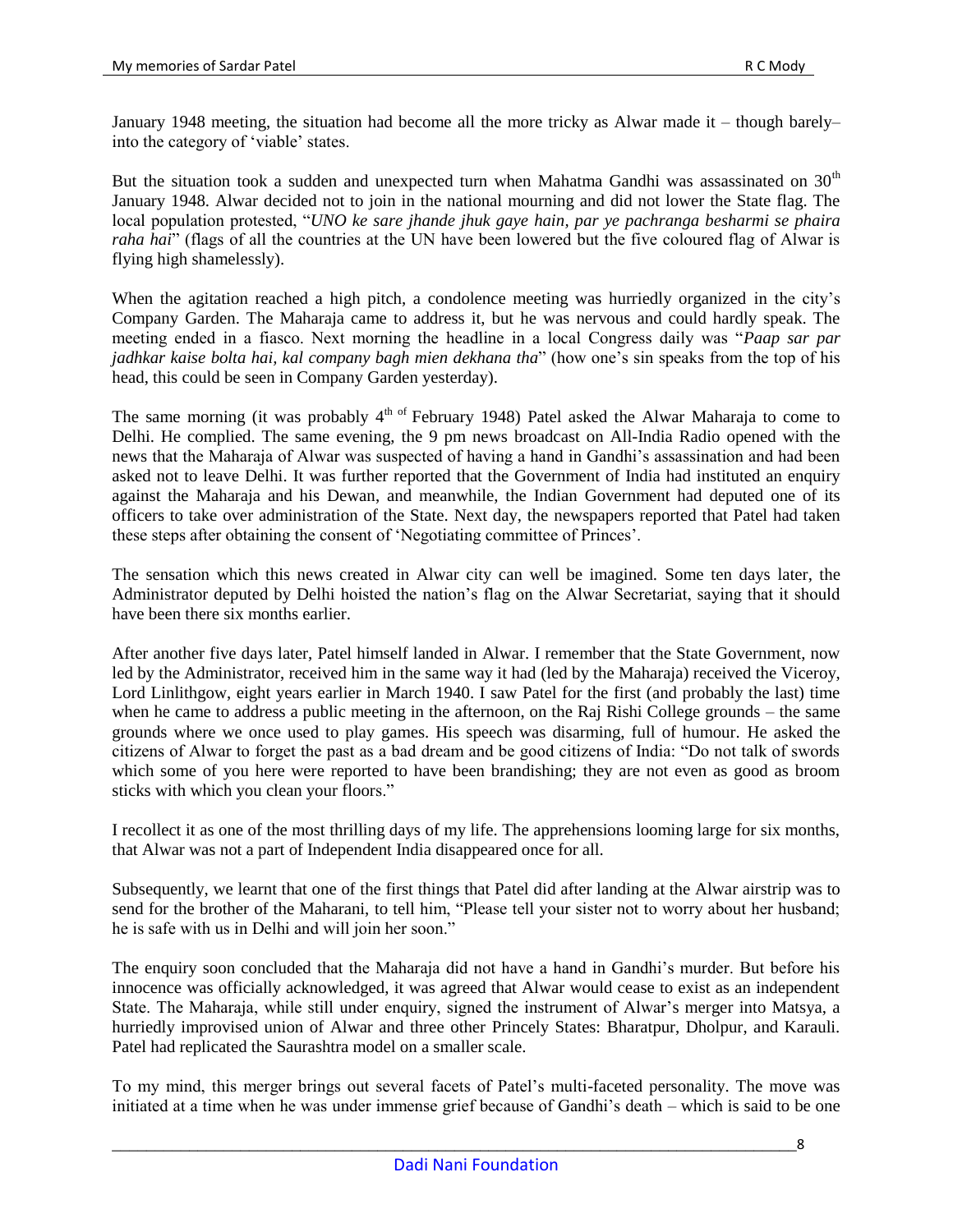January 1948 meeting, the situation had become all the more tricky as Alwar made it – though barely– into the category of 'viable' states.

But the situation took a sudden and unexpected turn when Mahatma Gandhi was assassinated on 30th January 1948. Alwar decided not to join in the national mourning and did not lower the State flag. The local population protested, "*UNO ke sare jhande jhuk gaye hain, par ye pachranga besharmi se phaira raha hai*" (flags of all the countries at the UN have been lowered but the five coloured flag of Alwar is flying high shamelessly).

When the agitation reached a high pitch, a condolence meeting was hurriedly organized in the city's Company Garden. The Maharaja came to address it, but he was nervous and could hardly speak. The meeting ended in a fiasco. Next morning the headline in a local Congress daily was "*Paap sar par jadhkar kaise bolta hai, kal company bagh mien dekhana tha*" (how one's sin speaks from the top of his head, this could be seen in Company Garden yesterday).

The same morning (it was probably 4th of February 1948) Patel asked the Alwar Maharaja to come to Delhi. He complied. The same evening, the 9 pm news broadcast on All-India Radio opened with the news that the Maharaja of Alwar was suspected of having a hand in Gandhi's assassination and had been asked not to leave Delhi. It was further reported that the Government of India had instituted an enquiry against the Maharaja and his Dewan, and meanwhile, the Indian Government had deputed one of its officers to take over administration of the State. Next day, the newspapers reported that Patel had taken these steps after obtaining the consent of 'Negotiating committee of Princes'.

The sensation which this news created in Alwar city can well be imagined. Some ten days later, the Administrator deputed by Delhi hoisted the nation's flag on the Alwar Secretariat, saying that it should have been there six months earlier.

After another five days later, Patel himself landed in Alwar. I remember that the State Government, now led by the Administrator, received him in the same way it had (led by the Maharaja) received the Viceroy, Lord Linlithgow, eight years earlier in March 1940. I saw Patel for the first (and probably the last) time when he came to address a public meeting in the afternoon, on the Raj Rishi College grounds – the same grounds where we once used to play games. His speech was disarming, full of humour. He asked the citizens of Alwar to forget the past as a bad dream and be good citizens of India: "Do not talk of swords which some of you here were reported to have been brandishing; they are not even as good as broom sticks with which you clean your floors."

I recollect it as one of the most thrilling days of my life. The apprehensions looming large for six months, that Alwar was not a part of Independent India disappeared once for all.

Subsequently, we learnt that one of the first things that Patel did after landing at the Alwar airstrip was to send for the brother of the Maharani, to tell him, "Please tell your sister not to worry about her husband; he is safe with us in Delhi and will join her soon."

The enquiry soon concluded that the Maharaja did not have a hand in Gandhi's murder. But before his innocence was officially acknowledged, it was agreed that Alwar would cease to exist as an independent State. The Maharaja, while still under enquiry, signed the instrument of Alwar's merger into Matsya, a hurriedly improvised union of Alwar and three other Princely States: Bharatpur, Dholpur, and Karauli. Patel had replicated the Saurashtra model on a smaller scale.

To my mind, this merger brings out several facets of Patel's multi-faceted personality. The move was initiated at a time when he was under immense grief because of Gandhi's death – which is said to be one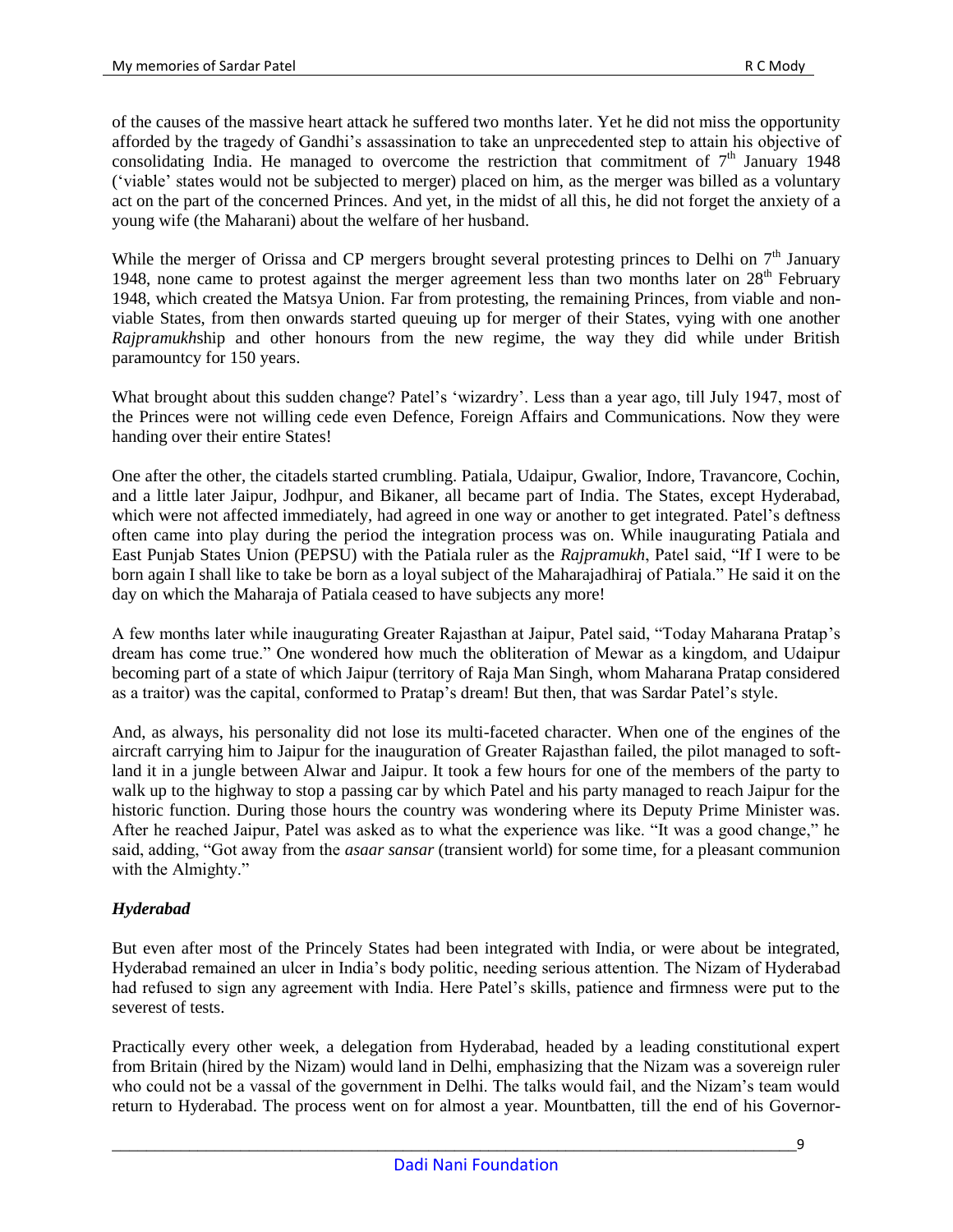of the causes of the massive heart attack he suffered two months later. Yet he did not miss the opportunity afforded by the tragedy of Gandhi's assassination to take an unprecedented step to attain his objective of consolidating India. He managed to overcome the restriction that commitment of 7th January 1948 ('viable' states would not be subjected to merger) placed on him, as the merger was billed as a voluntary act on the part of the concerned Princes. And yet, in the midst of all this, he did not forget the anxiety of a young wife (the Maharani) about the welfare of her husband.

While the merger of Orissa and CP mergers brought several protesting princes to Delhi on 7th January 1948, none came to protest against the merger agreement less than two months later on 28th February 1948, which created the Matsya Union. Far from protesting, the remaining Princes, from viable and non-viable States, from then onwards started queuing up for merger of their States, vying with one another *Rajpramukh*ship and other honours from the new regime, the way they did while under British paramountcy for 150 years.

What brought about this sudden change? Patel's 'wizardry'. Less than a year ago, till July 1947, most of the Princes were not willing cede even Defence, Foreign Affairs and Communications. Now they were handing over their entire States!

One after the other, the citadels started crumbling. Patiala, Udaipur, Gwalior, Indore, Travancore, Cochin, and a little later Jaipur, Jodhpur, and Bikaner, all became part of India. The States, except Hyderabad, which were not affected immediately, had agreed in one way or another to get integrated. Patel's deftness often came into play during the period the integration process was on. While inaugurating Patiala and East Punjab States Union (PEPSU) with the Patiala ruler as the *Rajpramukh*, Patel said, "If I were to be born again I shall like to take be born as a loyal subject of the Maharajadhiraj of Patiala." He said it on the day on which the Maharaja of Patiala ceased to have subjects any more!

A few months later while inaugurating Greater Rajasthan at Jaipur, Patel said, "Today Maharana Pratap's dream has come true." One wondered how much the obliteration of Mewar as a kingdom, and Udaipur becoming part of a state of which Jaipur (territory of Raja Man Singh, whom Maharana Pratap considered as a traitor) was the capital, conformed to Pratap's dream! But then, that was Sardar Patel's style.

And, as always, his personality did not lose its multi-faceted character. When one of the engines of the aircraft carrying him to Jaipur for the inauguration of Greater Rajasthan failed, the pilot managed to soft-land it in a jungle between Alwar and Jaipur. It took a few hours for one of the members of the party to walk up to the highway to stop a passing car by which Patel and his party managed to reach Jaipur for the historic function. During those hours the country was wondering where its Deputy Prime Minister was. After he reached Jaipur, Patel was asked as to what the experience was like. "It was a good change," he said, adding, "Got away from the *asaar sansar* (transient world) for some time, for a pleasant communion with the Almighty."

### *Hyderabad*

But even after most of the Princely States had been integrated with India, or were about be integrated, Hyderabad remained an ulcer in India's body politic, needing serious attention. The Nizam of Hyderabad had refused to sign any agreement with India. Here Patel's skills, patience and firmness were put to the severest of tests.

Practically every other week, a delegation from Hyderabad, headed by a leading constitutional expert from Britain (hired by the Nizam) would land in Delhi, emphasizing that the Nizam was a sovereign ruler who could not be a vassal of the government in Delhi. The talks would fail, and the Nizam's team would return to Hyderabad. The process went on for almost a year. Mountbatten, till the end of his Governor-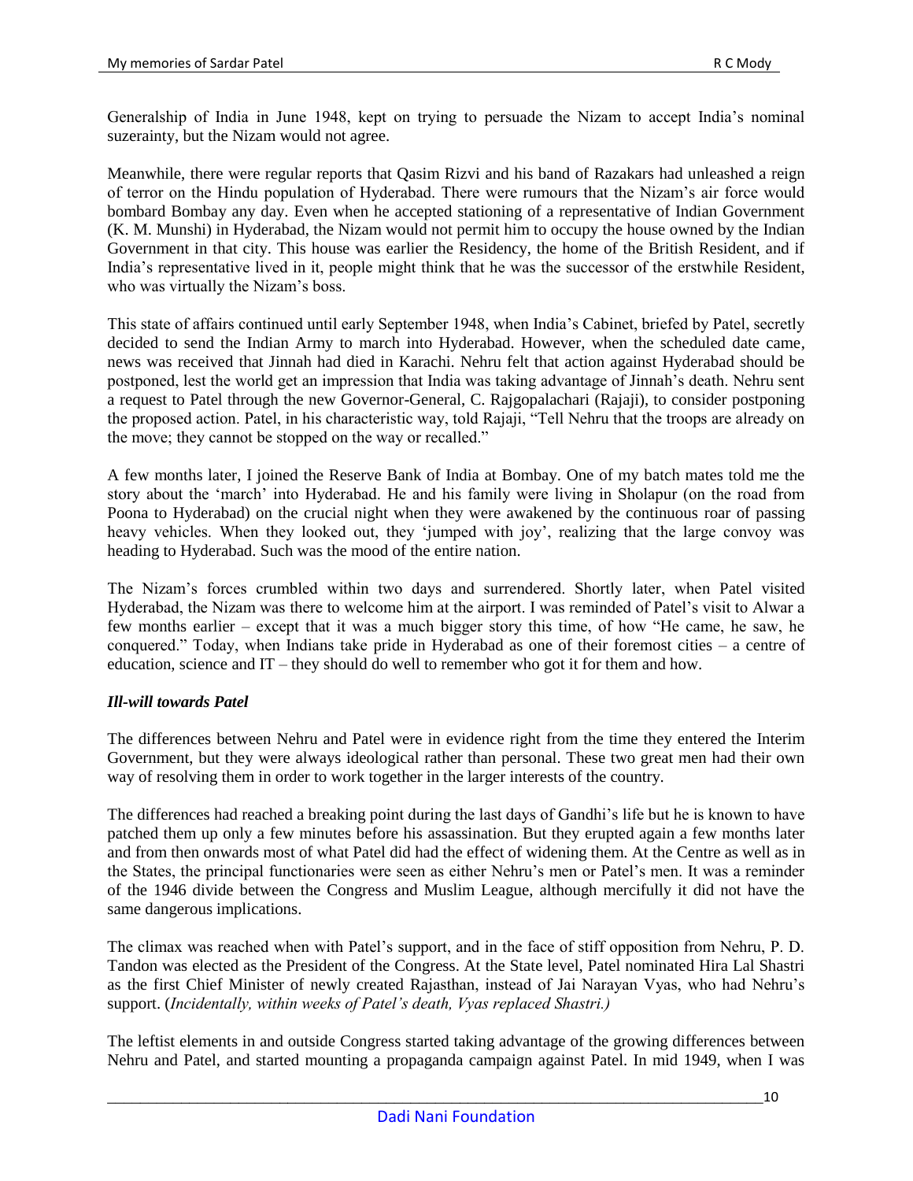Generalship of India in June 1948, kept on trying to persuade the Nizam to accept India's nominal suzerainty, but the Nizam would not agree.

Meanwhile, there were regular reports that Qasim Rizvi and his band of Razakars had unleashed a reign of terror on the Hindu population of Hyderabad. There were rumours that the Nizam's air force would bombard Bombay any day. Even when he accepted stationing of a representative of Indian Government (K. M. Munshi) in Hyderabad, the Nizam would not permit him to occupy the house owned by the Indian Government in that city. This house was earlier the Residency, the home of the British Resident, and if India's representative lived in it, people might think that he was the successor of the erstwhile Resident, who was virtually the Nizam's boss.

This state of affairs continued until early September 1948, when India's Cabinet, briefed by Patel, secretly decided to send the Indian Army to march into Hyderabad. However, when the scheduled date came, news was received that Jinnah had died in Karachi. Nehru felt that action against Hyderabad should be postponed, lest the world get an impression that India was taking advantage of Jinnah's death. Nehru sent a request to Patel through the new Governor-General, C. Rajgopalachari (Rajaji), to consider postponing the proposed action. Patel, in his characteristic way, told Rajaji, "Tell Nehru that the troops are already on the move; they cannot be stopped on the way or recalled."

A few months later, I joined the Reserve Bank of India at Bombay. One of my batch mates told me the story about the 'march' into Hyderabad. He and his family were living in Sholapur (on the road from Poona to Hyderabad) on the crucial night when they were awakened by the continuous roar of passing heavy vehicles. When they looked out, they 'jumped with joy', realizing that the large convoy was heading to Hyderabad. Such was the mood of the entire nation.

The Nizam's forces crumbled within two days and surrendered. Shortly later, when Patel visited Hyderabad, the Nizam was there to welcome him at the airport. I was reminded of Patel's visit to Alwar a few months earlier – except that it was a much bigger story this time, of how "He came, he saw, he conquered." Today, when Indians take pride in Hyderabad as one of their foremost cities – a centre of education, science and IT – they should do well to remember who got it for them and how.

***Ill-will towards Patel***

The differences between Nehru and Patel were in evidence right from the time they entered the Interim Government, but they were always ideological rather than personal. These two great men had their own way of resolving them in order to work together in the larger interests of the country.

The differences had reached a breaking point during the last days of Gandhi's life but he is known to have patched them up only a few minutes before his assassination. But they erupted again a few months later and from then onwards most of what Patel did had the effect of widening them. At the Centre as well as in the States, the principal functionaries were seen as either Nehru's men or Patel's men. It was a reminder of the 1946 divide between the Congress and Muslim League, although mercifully it did not have the same dangerous implications.

The climax was reached when with Patel's support, and in the face of stiff opposition from Nehru, P. D. Tandon was elected as the President of the Congress. At the State level, Patel nominated Hira Lal Shastri as the first Chief Minister of newly created Rajasthan, instead of Jai Narayan Vyas, who had Nehru's support. (*Incidentally, within weeks of Patel's death, Vyas replaced Shastri.)*

The leftist elements in and outside Congress started taking advantage of the growing differences between Nehru and Patel, and started mounting a propaganda campaign against Patel. In mid 1949, when I was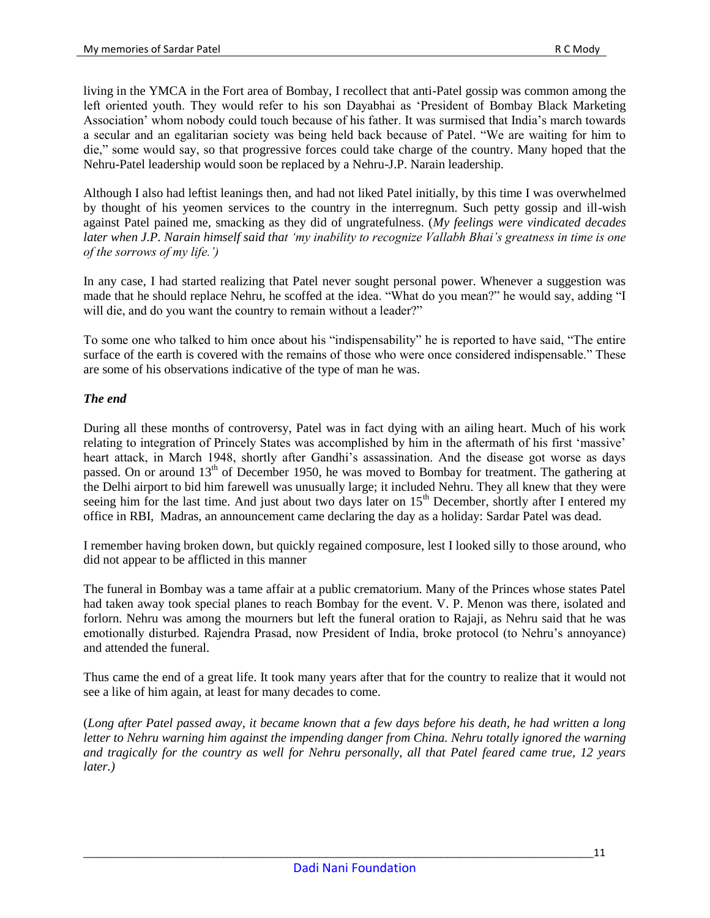living in the YMCA in the Fort area of Bombay, I recollect that anti-Patel gossip was common among the left oriented youth. They would refer to his son Dayabhai as 'President of Bombay Black Marketing Association' whom nobody could touch because of his father. It was surmised that India's march towards a secular and an egalitarian society was being held back because of Patel. "We are waiting for him to die," some would say, so that progressive forces could take charge of the country. Many hoped that the Nehru-Patel leadership would soon be replaced by a Nehru-J.P. Narain leadership.

Although I also had leftist leanings then, and had not liked Patel initially, by this time I was overwhelmed by thought of his yeomen services to the country in the interregnum. Such petty gossip and ill-wish against Patel pained me, smacking as they did of ungratefulness. (*My feelings were vindicated decades later when J.P. Narain himself said that 'my inability to recognize Vallabh Bhai's greatness in time is one of the sorrows of my life.')*

In any case, I had started realizing that Patel never sought personal power. Whenever a suggestion was made that he should replace Nehru, he scoffed at the idea. "What do you mean?" he would say, adding "I will die, and do you want the country to remain without a leader?"

To some one who talked to him once about his "indispensability" he is reported to have said, "The entire surface of the earth is covered with the remains of those who were once considered indispensable." These are some of his observations indicative of the type of man he was.

***The end***

During all these months of controversy, Patel was in fact dying with an ailing heart. Much of his work relating to integration of Princely States was accomplished by him in the aftermath of his first 'massive' heart attack, in March 1948, shortly after Gandhi's assassination. And the disease got worse as days passed. On or around 13th of December 1950, he was moved to Bombay for treatment. The gathering at the Delhi airport to bid him farewell was unusually large; it included Nehru. They all knew that they were seeing him for the last time. And just about two days later on 15th December, shortly after I entered my office in RBI, Madras, an announcement came declaring the day as a holiday: Sardar Patel was dead.

I remember having broken down, but quickly regained composure, lest I looked silly to those around, who did not appear to be afflicted in this manner

The funeral in Bombay was a tame affair at a public crematorium. Many of the Princes whose states Patel had taken away took special planes to reach Bombay for the event. V. P. Menon was there, isolated and forlorn. Nehru was among the mourners but left the funeral oration to Rajaji, as Nehru said that he was emotionally disturbed. Rajendra Prasad, now President of India, broke protocol (to Nehru's annoyance) and attended the funeral.

Thus came the end of a great life. It took many years after that for the country to realize that it would not see a like of him again, at least for many decades to come.

(*Long after Patel passed away, it became known that a few days before his death, he had written a long letter to Nehru warning him against the impending danger from China. Nehru totally ignored the warning and tragically for the country as well for Nehru personally, all that Patel feared came true, 12 years later.)*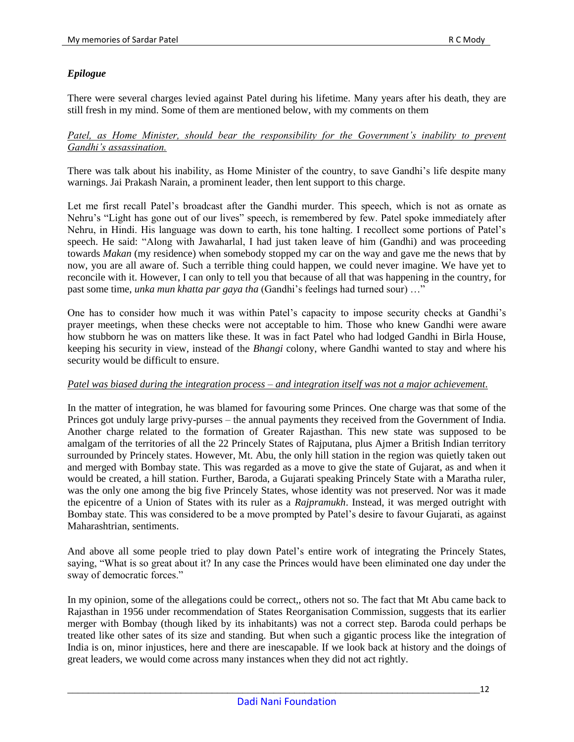## *Epilogue*

There were several charges levied against Patel during his lifetime. Many years after his death, they are still fresh in my mind. Some of them are mentioned below, with my comments on them

*Patel, as Home Minister, should bear the responsibility for the Government's inability to prevent Gandhi's assassination.*

There was talk about his inability, as Home Minister of the country, to save Gandhi's life despite many warnings. Jai Prakash Narain, a prominent leader, then lent support to this charge.

Let me first recall Patel's broadcast after the Gandhi murder. This speech, which is not as ornate as Nehru's "Light has gone out of our lives" speech, is remembered by few. Patel spoke immediately after Nehru, in Hindi. His language was down to earth, his tone halting. I recollect some portions of Patel's speech. He said: "Along with Jawaharlal, I had just taken leave of him (Gandhi) and was proceeding towards *Makan* (my residence) when somebody stopped my car on the way and gave me the news that by now, you are all aware of. Such a terrible thing could happen, we could never imagine. We have yet to reconcile with it. However, I can only to tell you that because of all that was happening in the country, for past some time, *unka mun khatta par gaya tha* (Gandhi's feelings had turned sour) …"

One has to consider how much it was within Patel's capacity to impose security checks at Gandhi's prayer meetings, when these checks were not acceptable to him. Those who knew Gandhi were aware how stubborn he was on matters like these. It was in fact Patel who had lodged Gandhi in Birla House, keeping his security in view, instead of the *Bhangi* colony, where Gandhi wanted to stay and where his security would be difficult to ensure.

*Patel was biased during the integration process – and integration itself was not a major achievement.*

In the matter of integration, he was blamed for favouring some Princes. One charge was that some of the Princes got unduly large privy-purses – the annual payments they received from the Government of India. Another charge related to the formation of Greater Rajasthan. This new state was supposed to be amalgam of the territories of all the 22 Princely States of Rajputana, plus Ajmer a British Indian territory surrounded by Princely states. However, Mt. Abu, the only hill station in the region was quietly taken out and merged with Bombay state. This was regarded as a move to give the state of Gujarat, as and when it would be created, a hill station. Further, Baroda, a Gujarati speaking Princely State with a Maratha ruler, was the only one among the big five Princely States, whose identity was not preserved. Nor was it made the epicentre of a Union of States with its ruler as a *Rajpramukh*. Instead, it was merged outright with Bombay state. This was considered to be a move prompted by Patel's desire to favour Gujarati, as against Maharashtrian, sentiments.

And above all some people tried to play down Patel's entire work of integrating the Princely States, saying, "What is so great about it? In any case the Princes would have been eliminated one day under the sway of democratic forces."

In my opinion, some of the allegations could be correct,, others not so. The fact that Mt Abu came back to Rajasthan in 1956 under recommendation of States Reorganisation Commission, suggests that its earlier merger with Bombay (though liked by its inhabitants) was not a correct step. Baroda could perhaps be treated like other sates of its size and standing. But when such a gigantic process like the integration of India is on, minor injustices, here and there are inescapable. If we look back at history and the doings of great leaders, we would come across many instances when they did not act rightly.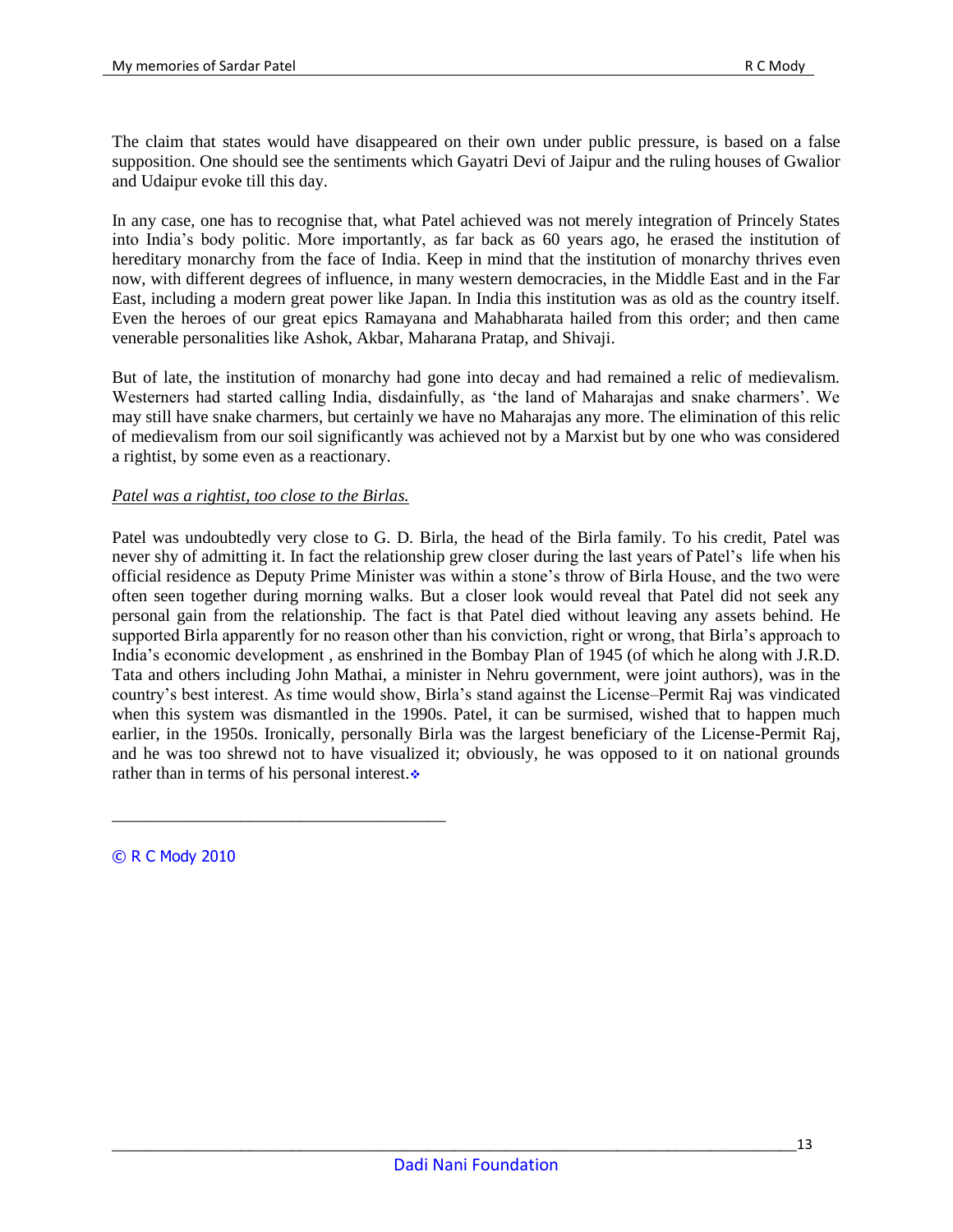The claim that states would have disappeared on their own under public pressure, is based on a false supposition. One should see the sentiments which Gayatri Devi of Jaipur and the ruling houses of Gwalior and Udaipur evoke till this day.

In any case, one has to recognise that, what Patel achieved was not merely integration of Princely States into India's body politic. More importantly, as far back as 60 years ago, he erased the institution of hereditary monarchy from the face of India. Keep in mind that the institution of monarchy thrives even now, with different degrees of influence, in many western democracies, in the Middle East and in the Far East, including a modern great power like Japan. In India this institution was as old as the country itself. Even the heroes of our great epics Ramayana and Mahabharata hailed from this order; and then came venerable personalities like Ashok, Akbar, Maharana Pratap, and Shivaji.

But of late, the institution of monarchy had gone into decay and had remained a relic of medievalism. Westerners had started calling India, disdainfully, as 'the land of Maharajas and snake charmers'. We may still have snake charmers, but certainly we have no Maharajas any more. The elimination of this relic of medievalism from our soil significantly was achieved not by a Marxist but by one who was considered a rightist, by some even as a reactionary.

*Patel was a rightist, too close to the Birlas.*

Patel was undoubtedly very close to G. D. Birla, the head of the Birla family. To his credit, Patel was never shy of admitting it. In fact the relationship grew closer during the last years of Patel's life when his official residence as Deputy Prime Minister was within a stone's throw of Birla House, and the two were often seen together during morning walks. But a closer look would reveal that Patel did not seek any personal gain from the relationship. The fact is that Patel died without leaving any assets behind. He supported Birla apparently for no reason other than his conviction, right or wrong, that Birla's approach to India's economic development , as enshrined in the Bombay Plan of 1945 (of which he along with J.R.D. Tata and others including John Mathai, a minister in Nehru government, were joint authors), was in the country's best interest. As time would show, Birla's stand against the License–Permit Raj was vindicated when this system was dismantled in the 1990s. Patel, it can be surmised, wished that to happen much earlier, in the 1950s. Ironically, personally Birla was the largest beneficiary of the License-Permit Raj, and he was too shrewd not to have visualized it; obviously, he was opposed to it on national grounds rather than in terms of his personal interest.❖

---

© R C Mody 2010